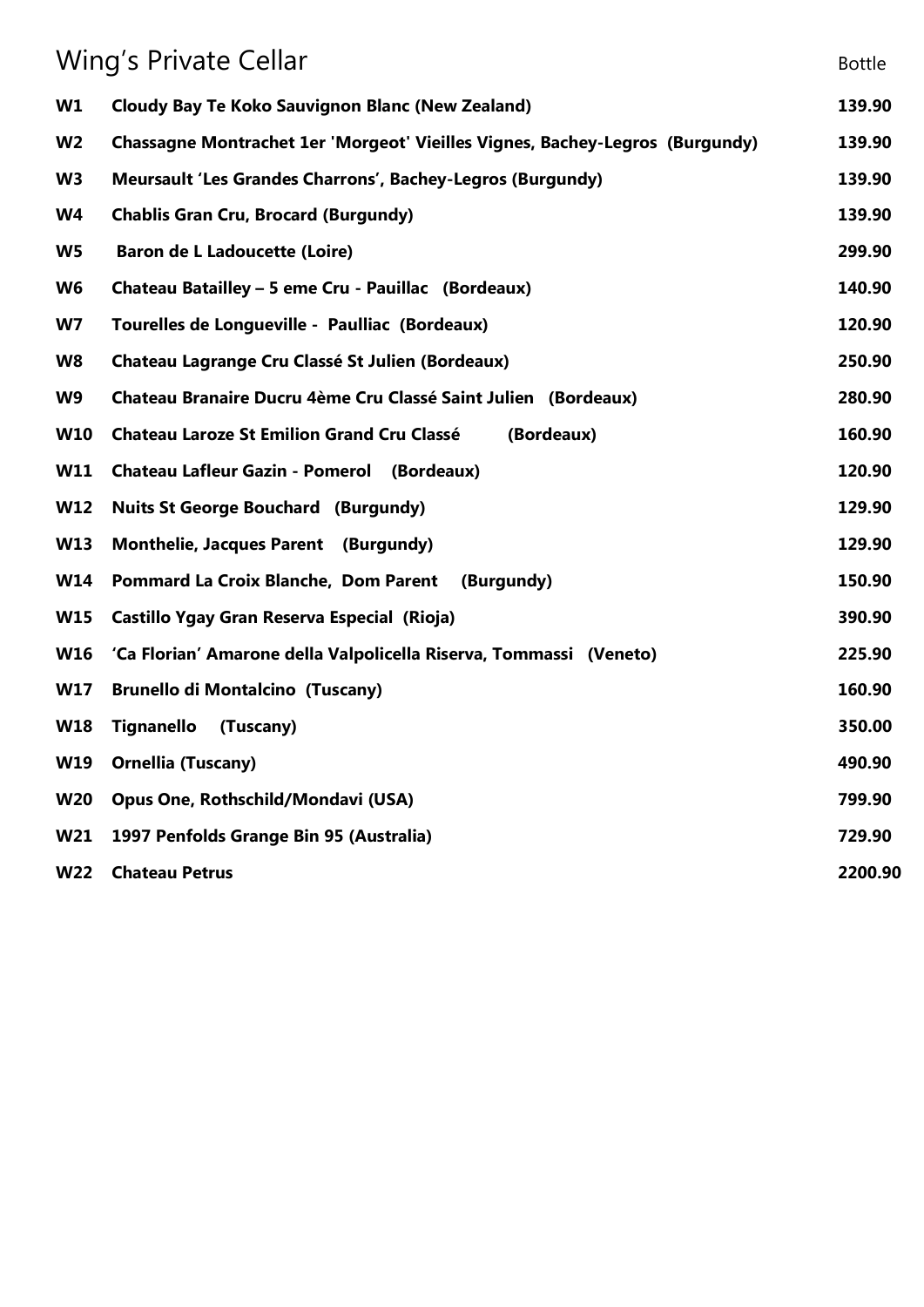# Wing's Private Cellar

| | | Bottle |
|---|---|---|
| **W1** | **Cloudy Bay Te Koko Sauvignon Blanc (New Zealand)** | **139.90** |
| **W2** | **Chassagne Montrachet 1er 'Morgeot' Vieilles Vignes, Bachey-Legros (Burgundy)** | **139.90** |
| **W3** | **Meursault 'Les Grandes Charrons', Bachey-Legros (Burgundy)** | **139.90** |
| **W4** | **Chablis Gran Cru, Brocard (Burgundy)** | **139.90** |
| **W5** | **Baron de L Ladoucette (Loire)** | **299.90** |
| **W6** | **Chateau Batailley – 5 eme Cru - Pauillac (Bordeaux)** | **140.90** |
| **W7** | **Tourelles de Longueville - Paulliac (Bordeaux)** | **120.90** |
| **W8** | **Chateau Lagrange Cru Classé St Julien (Bordeaux)** | **250.90** |
| **W9** | **Chateau Branaire Ducru 4ème Cru Classé Saint Julien (Bordeaux)** | **280.90** |
| **W10** | **Chateau Laroze St Emilion Grand Cru Classé (Bordeaux)** | **160.90** |
| **W11** | **Chateau Lafleur Gazin - Pomerol (Bordeaux)** | **120.90** |
| **W12** | **Nuits St George Bouchard (Burgundy)** | **129.90** |
| **W13** | **Monthelie, Jacques Parent (Burgundy)** | **129.90** |
| **W14** | **Pommard La Croix Blanche, Dom Parent (Burgundy)** | **150.90** |
| **W15** | **Castillo Ygay Gran Reserva Especial (Rioja)** | **390.90** |
| **W16** | **'Ca Florian' Amarone della Valpolicella Riserva, Tommassi (Veneto)** | **225.90** |
| **W17** | **Brunello di Montalcino (Tuscany)** | **160.90** |
| **W18** | **Tignanello (Tuscany)** | **350.00** |
| **W19** | **Ornellia (Tuscany)** | **490.90** |
| **W20** | **Opus One, Rothschild/Mondavi (USA)** | **799.90** |
| **W21** | **1997 Penfolds Grange Bin 95 (Australia)** | **729.90** |
| **W22** | **Chateau Petrus** | **2200.90** |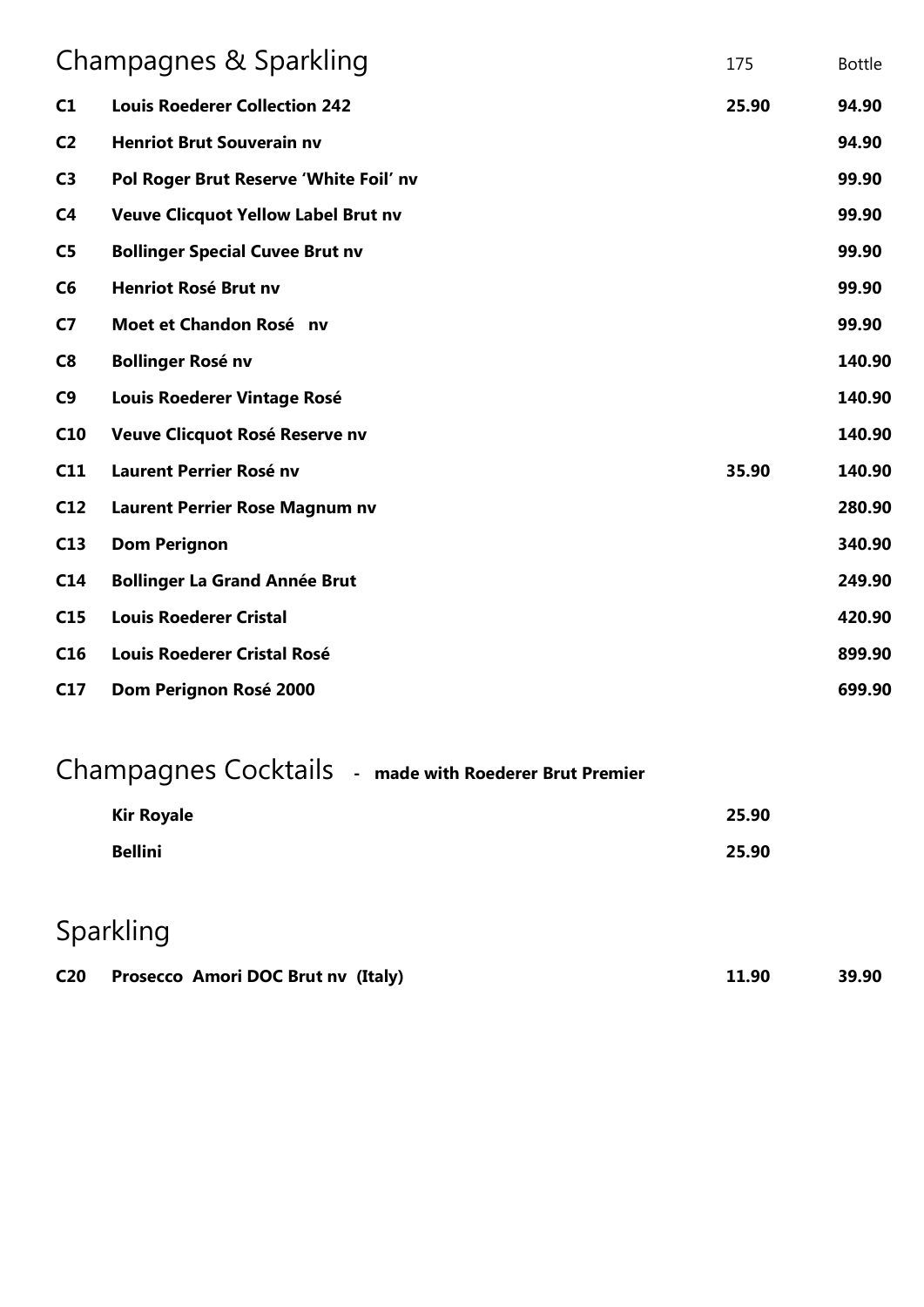## Champagnes & Sparkling

| | | 175 | Bottle |
|---|---|---|---|
| **C1** | **Louis Roederer Collection 242** | **25.90** | **94.90** |
| **C2** | **Henriot Brut Souverain nv** | | **94.90** |
| **C3** | **Pol Roger Brut Reserve 'White Foil' nv** | | **99.90** |
| **C4** | **Veuve Clicquot Yellow Label Brut nv** | | **99.90** |
| **C5** | **Bollinger Special Cuvee Brut nv** | | **99.90** |
| **C6** | **Henriot Rosé Brut nv** | | **99.90** |
| **C7** | **Moet et Chandon Rosé nv** | | **99.90** |
| **C8** | **Bollinger Rosé nv** | | **140.90** |
| **C9** | **Louis Roederer Vintage Rosé** | | **140.90** |
| **C10** | **Veuve Clicquot Rosé Reserve nv** | | **140.90** |
| **C11** | **Laurent Perrier Rosé nv** | **35.90** | **140.90** |
| **C12** | **Laurent Perrier Rose Magnum nv** | | **280.90** |
| **C13** | **Dom Perignon** | | **340.90** |
| **C14** | **Bollinger La Grand Année Brut** | | **249.90** |
| **C15** | **Louis Roederer Cristal** | | **420.90** |
| **C16** | **Louis Roederer Cristal Rosé** | | **899.90** |
| **C17** | **Dom Perignon Rosé 2000** | | **699.90** |

## Champagnes Cocktails - **made with Roederer Brut Premier**

| | |
|---|---|
| **Kir Royale** | **25.90** |
| **Bellini** | **25.90** |

## Sparkling

| | | | |
|---|---|---|---|
| **C20** | **Prosecco Amori DOC Brut nv (Italy)** | **11.90** | **39.90** |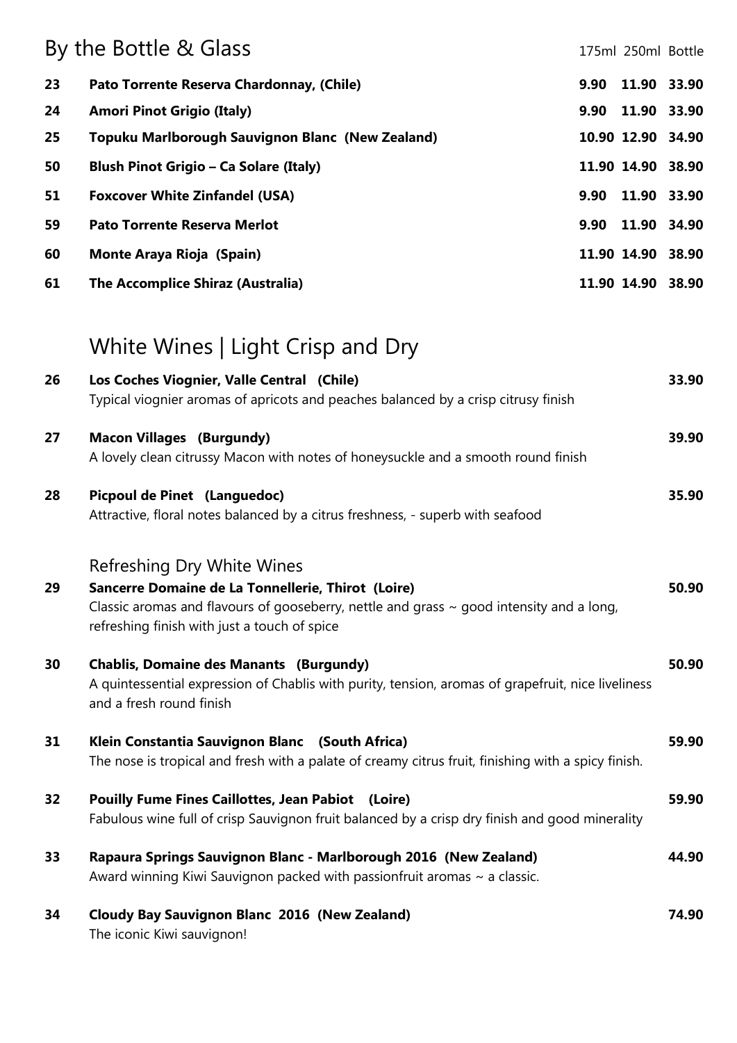## By the Bottle & Glass

| No. | Wine | 175ml | 250ml | Bottle |
|---|---|---|---|---|
| 23 | **Pato Torrente Reserva Chardonnay, (Chile)** | 9.90 | 11.90 | 33.90 |
| 24 | **Amori Pinot Grigio (Italy)** | 9.90 | 11.90 | 33.90 |
| 25 | **Topuku Marlborough Sauvignon Blanc (New Zealand)** | 10.90 | 12.90 | 34.90 |
| 50 | **Blush Pinot Grigio – Ca Solare (Italy)** | 11.90 | 14.90 | 38.90 |
| 51 | **Foxcover White Zinfandel (USA)** | 9.90 | 11.90 | 33.90 |
| 59 | **Pato Torrente Reserva Merlot** | 9.90 | 11.90 | 34.90 |
| 60 | **Monte Araya Rioja (Spain)** | 11.90 | 14.90 | 38.90 |
| 61 | **The Accomplice Shiraz (Australia)** | 11.90 | 14.90 | 38.90 |

## White Wines | Light Crisp and Dry

**26 Los Coches Viognier, Valle Central (Chile)** — **33.90**
Typical viognier aromas of apricots and peaches balanced by a crisp citrusy finish

**27 Macon Villages (Burgundy)** — **39.90**
A lovely clean citrussy Macon with notes of honeysuckle and a smooth round finish

**28 Picpoul de Pinet (Languedoc)** — **35.90**
Attractive, floral notes balanced by a citrus freshness, - superb with seafood

### Refreshing Dry White Wines

**29 Sancerre Domaine de La Tonnellerie, Thirot (Loire)** — **50.90**
Classic aromas and flavours of gooseberry, nettle and grass ~ good intensity and a long, refreshing finish with just a touch of spice

**30 Chablis, Domaine des Manants (Burgundy)** — **50.90**
A quintessential expression of Chablis with purity, tension, aromas of grapefruit, nice liveliness and a fresh round finish

**31 Klein Constantia Sauvignon Blanc (South Africa)** — **59.90**
The nose is tropical and fresh with a palate of creamy citrus fruit, finishing with a spicy finish.

**32 Pouilly Fume Fines Caillottes, Jean Pabiot (Loire)** — **59.90**
Fabulous wine full of crisp Sauvignon fruit balanced by a crisp dry finish and good minerality

**33 Rapaura Springs Sauvignon Blanc - Marlborough 2016 (New Zealand)** — **44.90**
Award winning Kiwi Sauvignon packed with passionfruit aromas ~ a classic.

**34 Cloudy Bay Sauvignon Blanc 2016 (New Zealand)** — **74.90**
The iconic Kiwi sauvignon!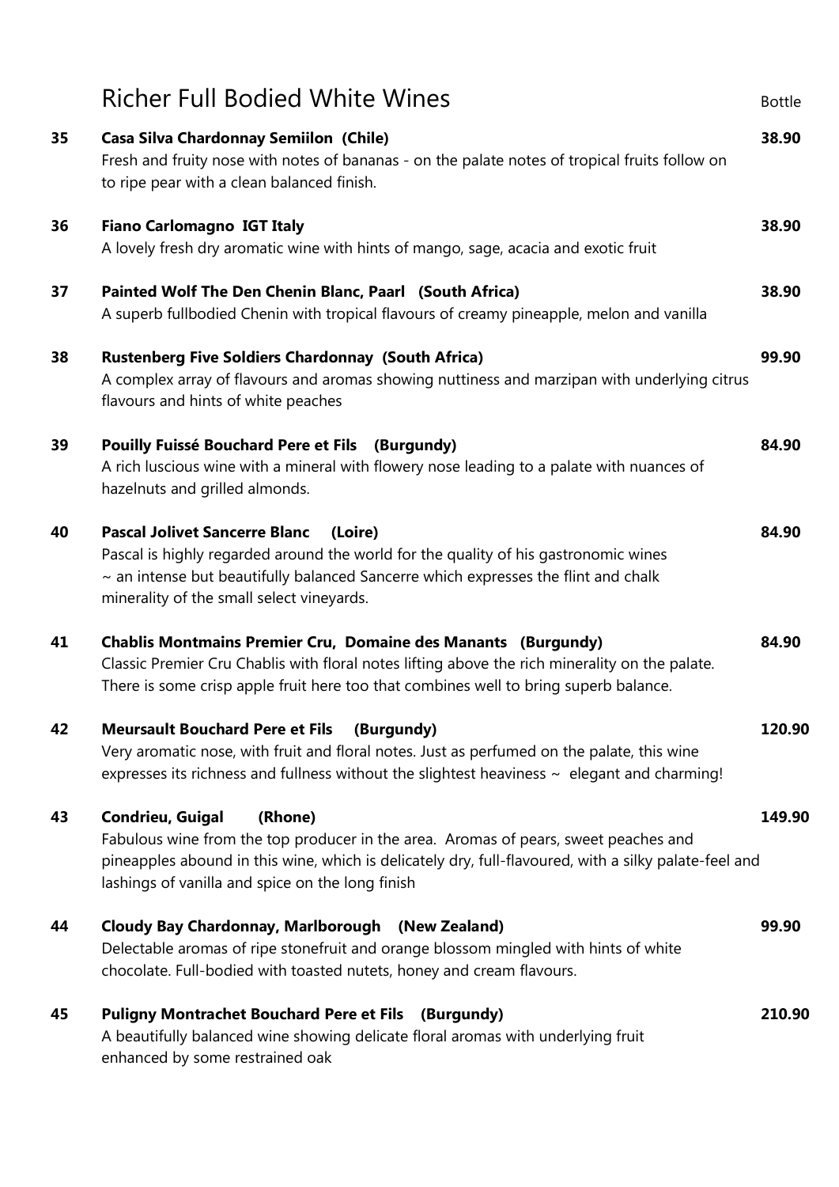## Richer Full Bodied White Wines

| | | Bottle |
|---|---|---|
| **35** | **Casa Silva Chardonnay Semiilon (Chile)**<br>Fresh and fruity nose with notes of bananas - on the palate notes of tropical fruits follow on to ripe pear with a clean balanced finish. | **38.90** |
| **36** | **Fiano Carlomagno IGT Italy**<br>A lovely fresh dry aromatic wine with hints of mango, sage, acacia and exotic fruit | **38.90** |
| **37** | **Painted Wolf The Den Chenin Blanc, Paarl (South Africa)**<br>A superb fullbodied Chenin with tropical flavours of creamy pineapple, melon and vanilla | **38.90** |
| **38** | **Rustenberg Five Soldiers Chardonnay (South Africa)**<br>A complex array of flavours and aromas showing nuttiness and marzipan with underlying citrus flavours and hints of white peaches | **99.90** |
| **39** | **Pouilly Fuissé Bouchard Pere et Fils (Burgundy)**<br>A rich luscious wine with a mineral with flowery nose leading to a palate with nuances of hazelnuts and grilled almonds. | **84.90** |
| **40** | **Pascal Jolivet Sancerre Blanc (Loire)**<br>Pascal is highly regarded around the world for the quality of his gastronomic wines ~ an intense but beautifully balanced Sancerre which expresses the flint and chalk minerality of the small select vineyards. | **84.90** |
| **41** | **Chablis Montmains Premier Cru, Domaine des Manants (Burgundy)**<br>Classic Premier Cru Chablis with floral notes lifting above the rich minerality on the palate. There is some crisp apple fruit here too that combines well to bring superb balance. | **84.90** |
| **42** | **Meursault Bouchard Pere et Fils (Burgundy)**<br>Very aromatic nose, with fruit and floral notes. Just as perfumed on the palate, this wine expresses its richness and fullness without the slightest heaviness ~ elegant and charming! | **120.90** |
| **43** | **Condrieu, Guigal (Rhone)**<br>Fabulous wine from the top producer in the area. Aromas of pears, sweet peaches and pineapples abound in this wine, which is delicately dry, full-flavoured, with a silky palate-feel and lashings of vanilla and spice on the long finish | **149.90** |
| **44** | **Cloudy Bay Chardonnay, Marlborough (New Zealand)**<br>Delectable aromas of ripe stonefruit and orange blossom mingled with hints of white chocolate. Full-bodied with toasted nutets, honey and cream flavours. | **99.90** |
| **45** | **Puligny Montrachet Bouchard Pere et Fils (Burgundy)**<br>A beautifully balanced wine showing delicate floral aromas with underlying fruit enhanced by some restrained oak | **210.90** |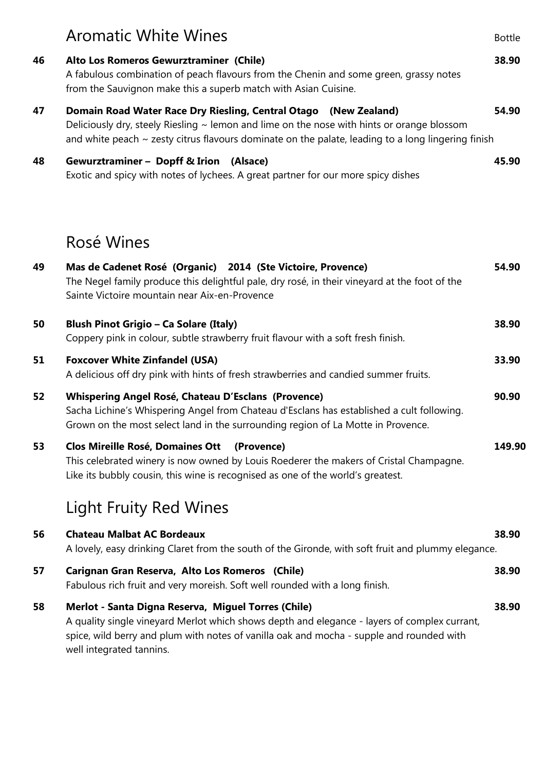## Aromatic White Wines

Bottle

**46** **Alto Los Romeros Gewurztraminer (Chile)** **38.90**
A fabulous combination of peach flavours from the Chenin and some green, grassy notes from the Sauvignon make this a superb match with Asian Cuisine.

**47** **Domain Road Water Race Dry Riesling, Central Otago (New Zealand)** **54.90**
Deliciously dry, steely Riesling ~ lemon and lime on the nose with hints or orange blossom and white peach ~ zesty citrus flavours dominate on the palate, leading to a long lingering finish

**48** **Gewurztraminer – Dopff & Irion (Alsace)** **45.90**
Exotic and spicy with notes of lychees. A great partner for our more spicy dishes

## Rosé Wines

**49** **Mas de Cadenet Rosé (Organic) 2014 (Ste Victoire, Provence)** **54.90**
The Negel family produce this delightful pale, dry rosé, in their vineyard at the foot of the Sainte Victoire mountain near Aix-en-Provence

**50** **Blush Pinot Grigio – Ca Solare (Italy)** **38.90**
Coppery pink in colour, subtle strawberry fruit flavour with a soft fresh finish.

**51** **Foxcover White Zinfandel (USA)** **33.90**
A delicious off dry pink with hints of fresh strawberries and candied summer fruits.

**52** **Whispering Angel Rosé, Chateau D'Esclans (Provence)** **90.90**
Sacha Lichine's Whispering Angel from Chateau d'Esclans has established a cult following. Grown on the most select land in the surrounding region of La Motte in Provence.

**53** **Clos Mireille Rosé, Domaines Ott (Provence)** **149.90**
This celebrated winery is now owned by Louis Roederer the makers of Cristal Champagne. Like its bubbly cousin, this wine is recognised as one of the world's greatest.

## Light Fruity Red Wines

**56** **Chateau Malbat AC Bordeaux** **38.90**
A lovely, easy drinking Claret from the south of the Gironde, with soft fruit and plummy elegance.

**57** **Carignan Gran Reserva, Alto Los Romeros (Chile)** **38.90**
Fabulous rich fruit and very moreish. Soft well rounded with a long finish.

**58** **Merlot - Santa Digna Reserva, Miguel Torres (Chile)** **38.90**
A quality single vineyard Merlot which shows depth and elegance - layers of complex currant, spice, wild berry and plum with notes of vanilla oak and mocha - supple and rounded with well integrated tannins.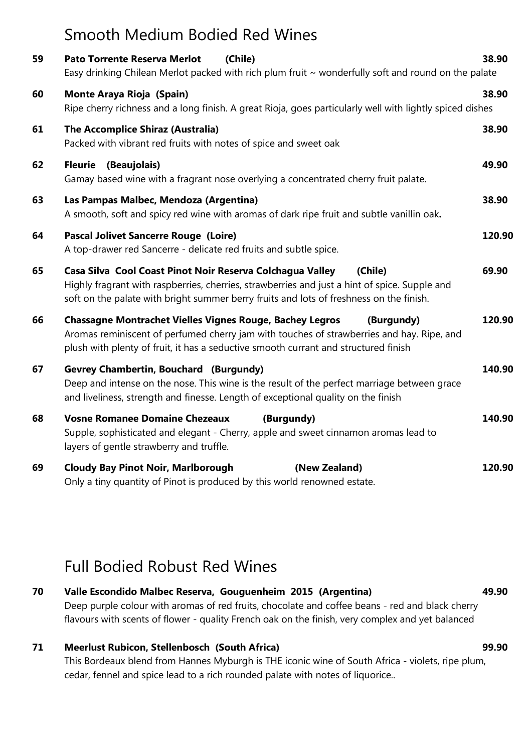## Smooth Medium Bodied Red Wines

**59** **Pato Torrente Reserva Merlot (Chile)** **38.90**
Easy drinking Chilean Merlot packed with rich plum fruit ~ wonderfully soft and round on the palate

**60** **Monte Araya Rioja (Spain)** **38.90**
Ripe cherry richness and a long finish. A great Rioja, goes particularly well with lightly spiced dishes

**61** **The Accomplice Shiraz (Australia)** **38.90**
Packed with vibrant red fruits with notes of spice and sweet oak

**62** **Fleurie (Beaujolais)** **49.90**
Gamay based wine with a fragrant nose overlying a concentrated cherry fruit palate.

**63** **Las Pampas Malbec, Mendoza (Argentina)** **38.90**
A smooth, soft and spicy red wine with aromas of dark ripe fruit and subtle vanillin oak**.**

**64** **Pascal Jolivet Sancerre Rouge (Loire)** **120.90**
A top-drawer red Sancerre - delicate red fruits and subtle spice.

**65** **Casa Silva Cool Coast Pinot Noir Reserva Colchagua Valley (Chile)** **69.90**
Highly fragrant with raspberries, cherries, strawberries and just a hint of spice. Supple and soft on the palate with bright summer berry fruits and lots of freshness on the finish.

**66** **Chassagne Montrachet Vielles Vignes Rouge, Bachey Legros (Burgundy)** **120.90**
Aromas reminiscent of perfumed cherry jam with touches of strawberries and hay. Ripe, and plush with plenty of fruit, it has a seductive smooth currant and structured finish

**67** **Gevrey Chambertin, Bouchard (Burgundy)** **140.90**
Deep and intense on the nose. This wine is the result of the perfect marriage between grace and liveliness, strength and finesse. Length of exceptional quality on the finish

**68** **Vosne Romanee Domaine Chezeaux (Burgundy)** **140.90**
Supple, sophisticated and elegant - Cherry, apple and sweet cinnamon aromas lead to layers of gentle strawberry and truffle.

**69** **Cloudy Bay Pinot Noir, Marlborough (New Zealand)** **120.90**
Only a tiny quantity of Pinot is produced by this world renowned estate.

## Full Bodied Robust Red Wines

**70** **Valle Escondido Malbec Reserva, Gouguenheim 2015 (Argentina)** **49.90**
Deep purple colour with aromas of red fruits, chocolate and coffee beans - red and black cherry flavours with scents of flower - quality French oak on the finish, very complex and yet balanced

**71** **Meerlust Rubicon, Stellenbosch (South Africa)** **99.90**
This Bordeaux blend from Hannes Myburgh is THE iconic wine of South Africa - violets, ripe plum, cedar, fennel and spice lead to a rich rounded palate with notes of liquorice..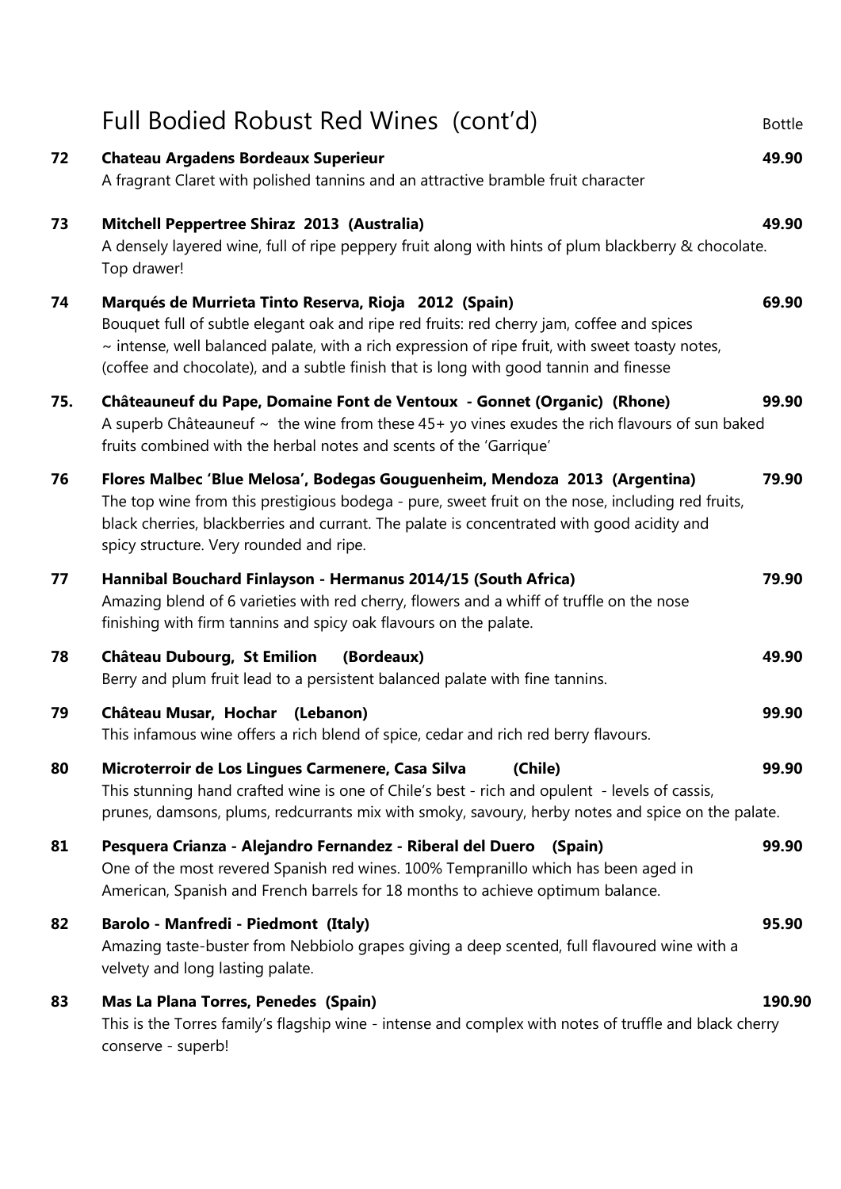## Full Bodied Robust Red Wines (cont'd)

| | | Bottle |
|---|---|---|
| **72** | **Chateau Argadens Bordeaux Superieur**<br>A fragrant Claret with polished tannins and an attractive bramble fruit character | **49.90** |
| **73** | **Mitchell Peppertree Shiraz 2013 (Australia)**<br>A densely layered wine, full of ripe peppery fruit along with hints of plum blackberry & chocolate. Top drawer! | **49.90** |
| **74** | **Marqués de Murrieta Tinto Reserva, Rioja 2012 (Spain)**<br>Bouquet full of subtle elegant oak and ripe red fruits: red cherry jam, coffee and spices ~ intense, well balanced palate, with a rich expression of ripe fruit, with sweet toasty notes, (coffee and chocolate), and a subtle finish that is long with good tannin and finesse | **69.90** |
| **75.** | **Châteauneuf du Pape, Domaine Font de Ventoux - Gonnet (Organic) (Rhone)**<br>A superb Châteauneuf ~ the wine from these 45+ yo vines exudes the rich flavours of sun baked fruits combined with the herbal notes and scents of the 'Garrique' | **99.90** |
| **76** | **Flores Malbec 'Blue Melosa', Bodegas Gouguenheim, Mendoza 2013 (Argentina)**<br>The top wine from this prestigious bodega - pure, sweet fruit on the nose, including red fruits, black cherries, blackberries and currant. The palate is concentrated with good acidity and spicy structure. Very rounded and ripe. | **79.90** |
| **77** | **Hannibal Bouchard Finlayson - Hermanus 2014/15 (South Africa)**<br>Amazing blend of 6 varieties with red cherry, flowers and a whiff of truffle on the nose finishing with firm tannins and spicy oak flavours on the palate. | **79.90** |
| **78** | **Château Dubourg, St Emilion (Bordeaux)**<br>Berry and plum fruit lead to a persistent balanced palate with fine tannins. | **49.90** |
| **79** | **Château Musar, Hochar (Lebanon)**<br>This infamous wine offers a rich blend of spice, cedar and rich red berry flavours. | **99.90** |
| **80** | **Microterroir de Los Lingues Carmenere, Casa Silva (Chile)**<br>This stunning hand crafted wine is one of Chile's best - rich and opulent - levels of cassis, prunes, damsons, plums, redcurrants mix with smoky, savoury, herby notes and spice on the palate. | **99.90** |
| **81** | **Pesquera Crianza - Alejandro Fernandez - Riberal del Duero (Spain)**<br>One of the most revered Spanish red wines. 100% Tempranillo which has been aged in American, Spanish and French barrels for 18 months to achieve optimum balance. | **99.90** |
| **82** | **Barolo - Manfredi - Piedmont (Italy)**<br>Amazing taste-buster from Nebbiolo grapes giving a deep scented, full flavoured wine with a velvety and long lasting palate. | **95.90** |
| **83** | **Mas La Plana Torres, Penedes (Spain)**<br>This is the Torres family's flagship wine - intense and complex with notes of truffle and black cherry conserve - superb! | **190.90** |